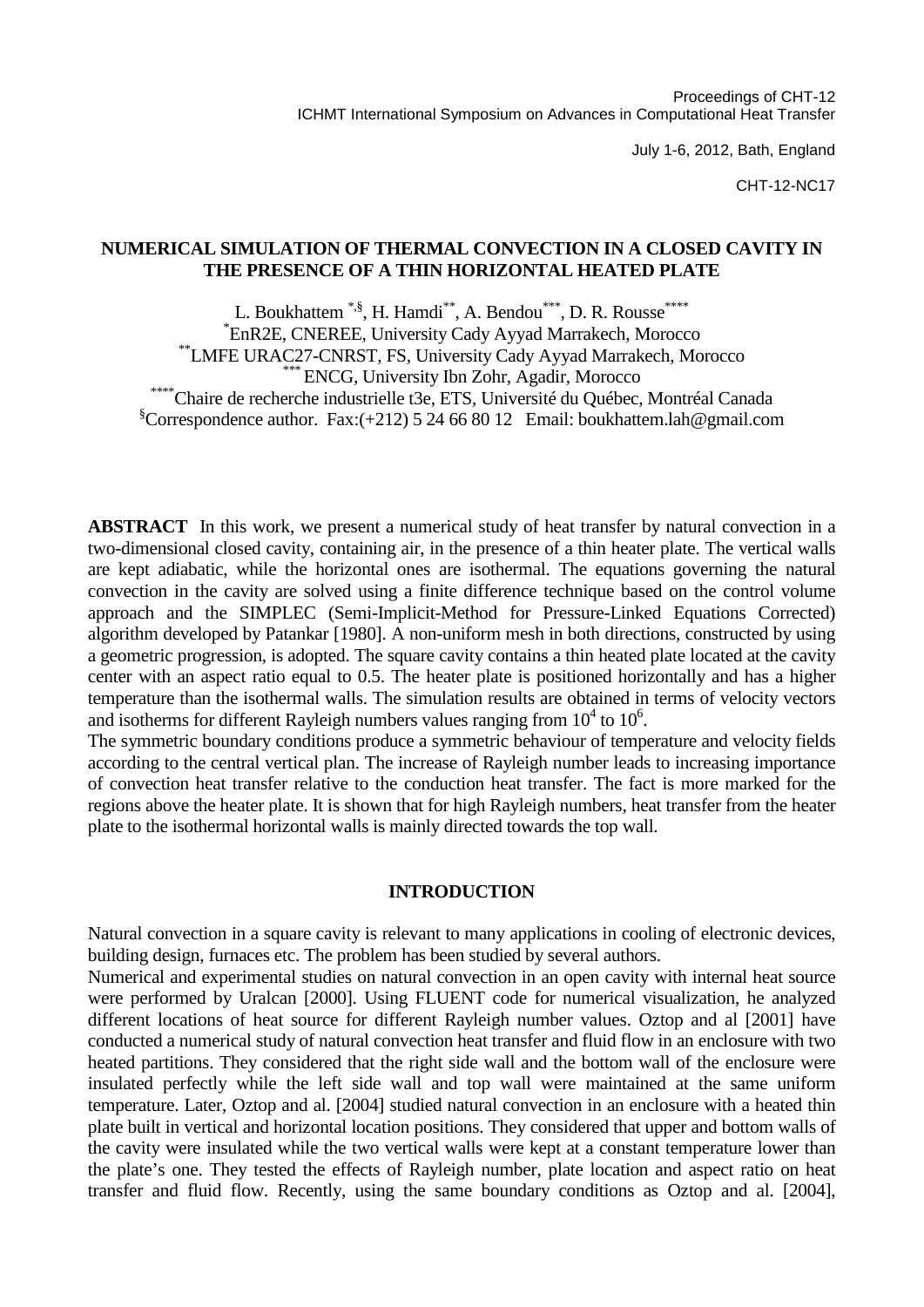Proceedings of CHT-12
ICHMT International Symposium on Advances in Computational Heat Transfer

July 1-6, 2012, Bath, England

CHT-12-NC17

# NUMERICAL SIMULATION OF THERMAL CONVECTION IN A CLOSED CAVITY IN THE PRESENCE OF A THIN HORIZONTAL HEATED PLATE

L. Boukhattem [*,§], H. Hamdi[**], A. Bendou[***], D. R. Rousse[****]

[*]EnR2E, CNEREE, University Cady Ayyad Marrakech, Morocco
[**]LMFE URAC27-CNRST, FS, University Cady Ayyad Marrakech, Morocco
[***]ENCG, University Ibn Zohr, Agadir, Morocco
[****]Chaire de recherche industrielle t3e, ETS, Université du Québec, Montréal Canada
[§]Correspondence author. Fax:(+212) 5 24 66 80 12 Email: boukhattem.lah@gmail.com

**ABSTRACT** In this work, we present a numerical study of heat transfer by natural convection in a two-dimensional closed cavity, containing air, in the presence of a thin heater plate. The vertical walls are kept adiabatic, while the horizontal ones are isothermal. The equations governing the natural convection in the cavity are solved using a finite difference technique based on the control volume approach and the SIMPLEC (Semi-Implicit-Method for Pressure-Linked Equations Corrected) algorithm developed by Patankar [1980]. A non-uniform mesh in both directions, constructed by using a geometric progression, is adopted. The square cavity contains a thin heated plate located at the cavity center with an aspect ratio equal to 0.5. The heater plate is positioned horizontally and has a higher temperature than the isothermal walls. The simulation results are obtained in terms of velocity vectors and isotherms for different Rayleigh numbers values ranging from $10^4$ to $10^6$.

The symmetric boundary conditions produce a symmetric behaviour of temperature and velocity fields according to the central vertical plan. The increase of Rayleigh number leads to increasing importance of convection heat transfer relative to the conduction heat transfer. The fact is more marked for the regions above the heater plate. It is shown that for high Rayleigh numbers, heat transfer from the heater plate to the isothermal horizontal walls is mainly directed towards the top wall.

## INTRODUCTION

Natural convection in a square cavity is relevant to many applications in cooling of electronic devices, building design, furnaces etc. The problem has been studied by several authors.

Numerical and experimental studies on natural convection in an open cavity with internal heat source were performed by Uralcan [2000]. Using FLUENT code for numerical visualization, he analyzed different locations of heat source for different Rayleigh number values. Oztop and al [2001] have conducted a numerical study of natural convection heat transfer and fluid flow in an enclosure with two heated partitions. They considered that the right side wall and the bottom wall of the enclosure were insulated perfectly while the left side wall and top wall were maintained at the same uniform temperature. Later, Oztop and al. [2004] studied natural convection in an enclosure with a heated thin plate built in vertical and horizontal location positions. They considered that upper and bottom walls of the cavity were insulated while the two vertical walls were kept at a constant temperature lower than the plate's one. They tested the effects of Rayleigh number, plate location and aspect ratio on heat transfer and fluid flow. Recently, using the same boundary conditions as Oztop and al. [2004],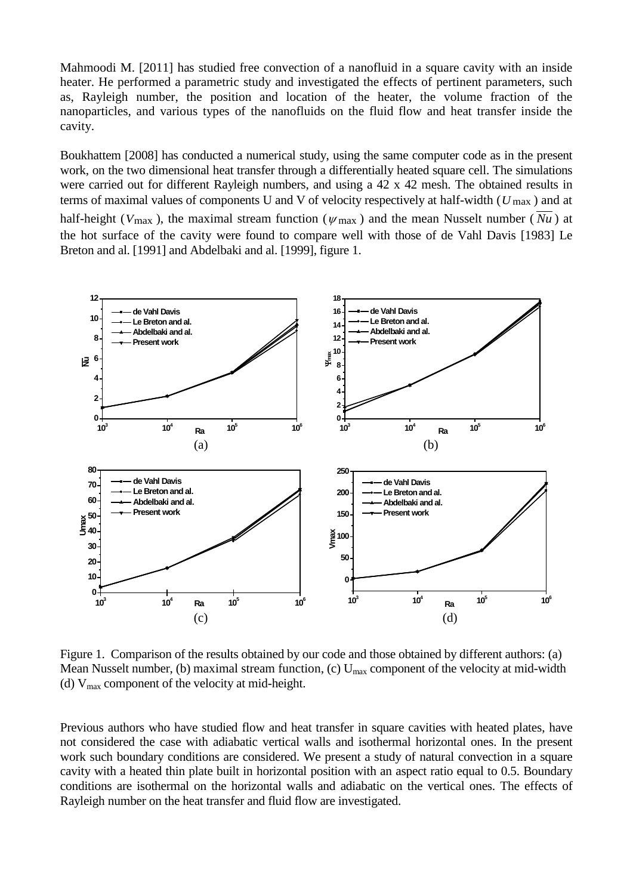Mahmoodi M. [2011] has studied free convection of a nanofluid in a square cavity with an inside heater. He performed a parametric study and investigated the effects of pertinent parameters, such as, Rayleigh number, the position and location of the heater, the volume fraction of the nanoparticles, and various types of the nanofluids on the fluid flow and heat transfer inside the cavity.

Boukhattem [2008] has conducted a numerical study, using the same computer code as in the present work, on the two dimensional heat transfer through a differentially heated square cell. The simulations were carried out for different Rayleigh numbers, and using a 42 x 42 mesh. The obtained results in terms of maximal values of components U and V of velocity respectively at half-width ($U_{\max}$) and at half-height ($V_{\max}$), the maximal stream function ($\psi_{\max}$) and the mean Nusselt number ($\overline{Nu}$) at the hot surface of the cavity were found to compare well with those of de Vahl Davis [1983] Le Breton and al. [1991] and Abdelbaki and al. [1999], figure 1.

Figure 1. Comparison of the results obtained by our code and those obtained by different authors: (a) Mean Nusselt number, (b) maximal stream function, (c) $U_{max}$ component of the velocity at mid-width (d) $V_{max}$ component of the velocity at mid-height.

Previous authors who have studied flow and heat transfer in square cavities with heated plates, have not considered the case with adiabatic vertical walls and isothermal horizontal ones. In the present work such boundary conditions are considered. We present a study of natural convection in a square cavity with a heated thin plate built in horizontal position with an aspect ratio equal to 0.5. Boundary conditions are isothermal on the horizontal walls and adiabatic on the vertical ones. The effects of Rayleigh number on the heat transfer and fluid flow are investigated.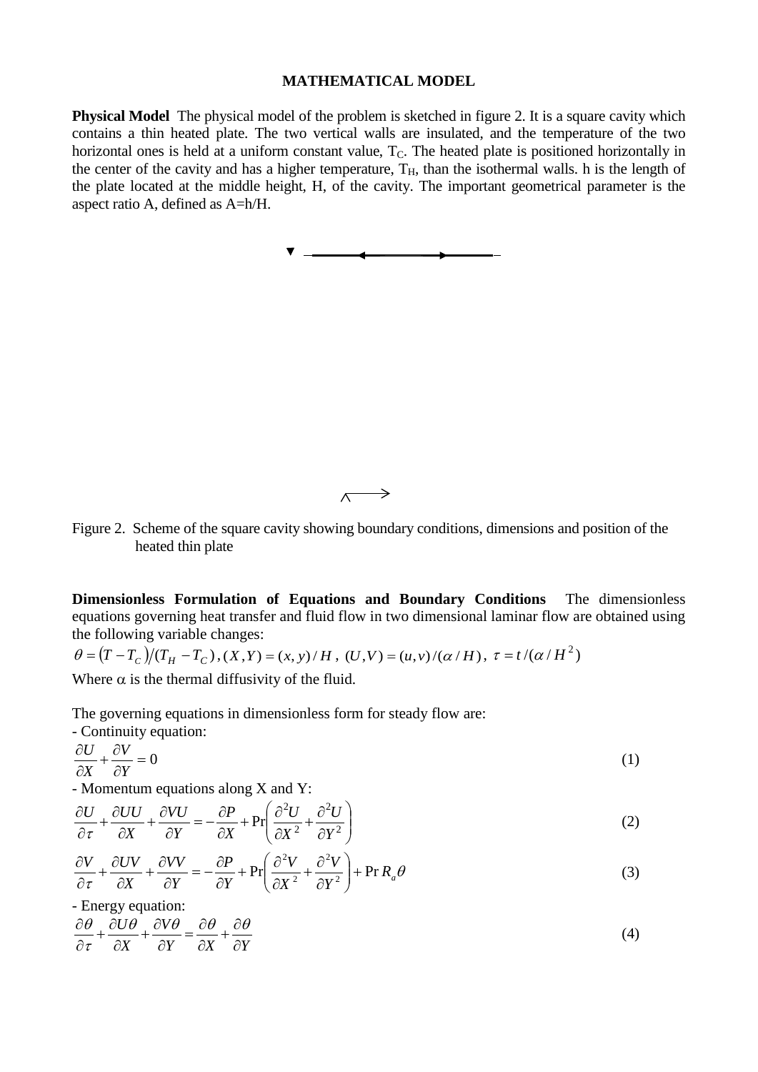## MATHEMATICAL MODEL

**Physical Model** The physical model of the problem is sketched in figure 2. It is a square cavity which contains a thin heated plate. The two vertical walls are insulated, and the temperature of the two horizontal ones is held at a uniform constant value, $T_C$. The heated plate is positioned horizontally in the center of the cavity and has a higher temperature, $T_H$, than the isothermal walls. h is the length of the plate located at the middle height, H, of the cavity. The important geometrical parameter is the aspect ratio A, defined as A=h/H.

Figure 2. Scheme of the square cavity showing boundary conditions, dimensions and position of the heated thin plate

**Dimensionless Formulation of Equations and Boundary Conditions** The dimensionless equations governing heat transfer and fluid flow in two dimensional laminar flow are obtained using the following variable changes:

$\theta = (T - T_C)/(T_H - T_C)$, $(X,Y) = (x,y)/H$, $(U,V) = (u,v)/(\alpha/H)$, $\tau = t/(\alpha/H^2)$

Where $\alpha$ is the thermal diffusivity of the fluid.

The governing equations in dimensionless form for steady flow are:

- Continuity equation:

$$\frac{\partial U}{\partial X} + \frac{\partial V}{\partial Y} = 0 \tag{1}$$

- Momentum equations along X and Y:

$$\frac{\partial U}{\partial \tau} + \frac{\partial UU}{\partial X} + \frac{\partial VU}{\partial Y} = -\frac{\partial P}{\partial X} + \Pr\left(\frac{\partial^2 U}{\partial X^2} + \frac{\partial^2 U}{\partial Y^2}\right) \tag{2}$$

$$\frac{\partial V}{\partial \tau} + \frac{\partial UV}{\partial X} + \frac{\partial VV}{\partial Y} = -\frac{\partial P}{\partial Y} + \Pr\left(\frac{\partial^2 V}{\partial X^2} + \frac{\partial^2 V}{\partial Y^2}\right) + \Pr R_a \theta \tag{3}$$

- Energy equation:

$$\frac{\partial \theta}{\partial \tau} + \frac{\partial U\theta}{\partial X} + \frac{\partial V\theta}{\partial Y} = \frac{\partial \theta}{\partial X} + \frac{\partial \theta}{\partial Y} \tag{4}$$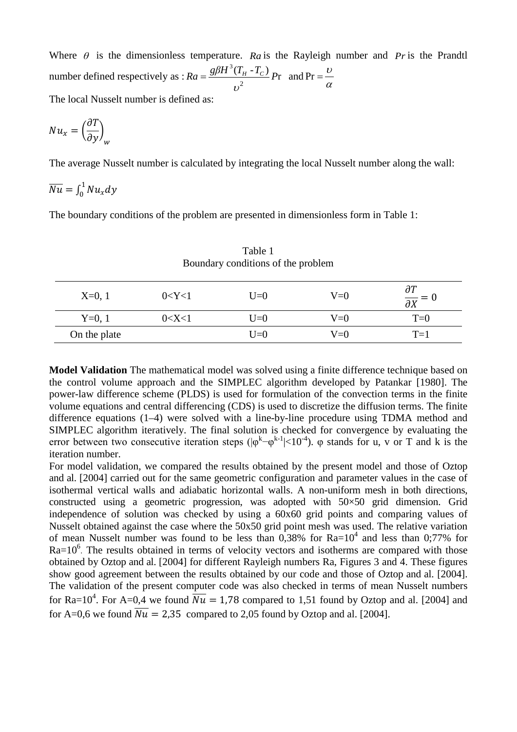Where $\theta$ is the dimensionless temperature. $Ra$ is the Rayleigh number and $Pr$ is the Prandtl number defined respectively as : $Ra = \frac{g\beta H^3 (T_H - T_C)}{\upsilon^2} Pr$ and $Pr = \frac{\upsilon}{\alpha}$

The local Nusselt number is defined as:

$$Nu_x = \left(\frac{\partial T}{\partial y}\right)_w$$

The average Nusselt number is calculated by integrating the local Nusselt number along the wall:

$$\overline{Nu} = \int_0^1 Nu_x dy$$

The boundary conditions of the problem are presented in dimensionless form in Table 1:

Table 1
Boundary conditions of the problem

| | | | | |
|---|---|---|---|---|
| X=0, 1 | 0<Y<1 | U=0 | V=0 | $\frac{\partial T}{\partial X} = 0$ |
| Y=0, 1 | 0<X<1 | U=0 | V=0 | T=0 |
| On the plate | | U=0 | V=0 | T=1 |

**Model Validation** The mathematical model was solved using a finite difference technique based on the control volume approach and the SIMPLEC algorithm developed by Patankar [1980]. The power-law difference scheme (PLDS) is used for formulation of the convection terms in the finite volume equations and central differencing (CDS) is used to discretize the diffusion terms. The finite difference equations (1–4) were solved with a line-by-line procedure using TDMA method and SIMPLEC algorithm iteratively. The final solution is checked for convergence by evaluating the error between two consecutive iteration steps ($|\varphi^k - \varphi^{k-1}| < 10^{-4}$). φ stands for u, v or T and k is the iteration number.

For model validation, we compared the results obtained by the present model and those of Oztop and al. [2004] carried out for the same geometric configuration and parameter values in the case of isothermal vertical walls and adiabatic horizontal walls. A non-uniform mesh in both directions, constructed using a geometric progression, was adopted with 50×50 grid dimension. Grid independence of solution was checked by using a 60x60 grid points and comparing values of Nusselt obtained against the case where the 50x50 grid point mesh was used. The relative variation of mean Nusselt number was found to be less than 0,38% for $Ra=10^4$ and less than 0;77% for $Ra=10^6$. The results obtained in terms of velocity vectors and isotherms are compared with those obtained by Oztop and al. [2004] for different Rayleigh numbers Ra, Figures 3 and 4. These figures show good agreement between the results obtained by our code and those of Oztop and al. [2004]. The validation of the present computer code was also checked in terms of mean Nusselt numbers for $Ra=10^4$. For A=0,4 we found $\overline{Nu} = 1{,}78$ compared to 1,51 found by Oztop and al. [2004] and for A=0,6 we found $\overline{Nu} = 2{,}35$ compared to 2,05 found by Oztop and al. [2004].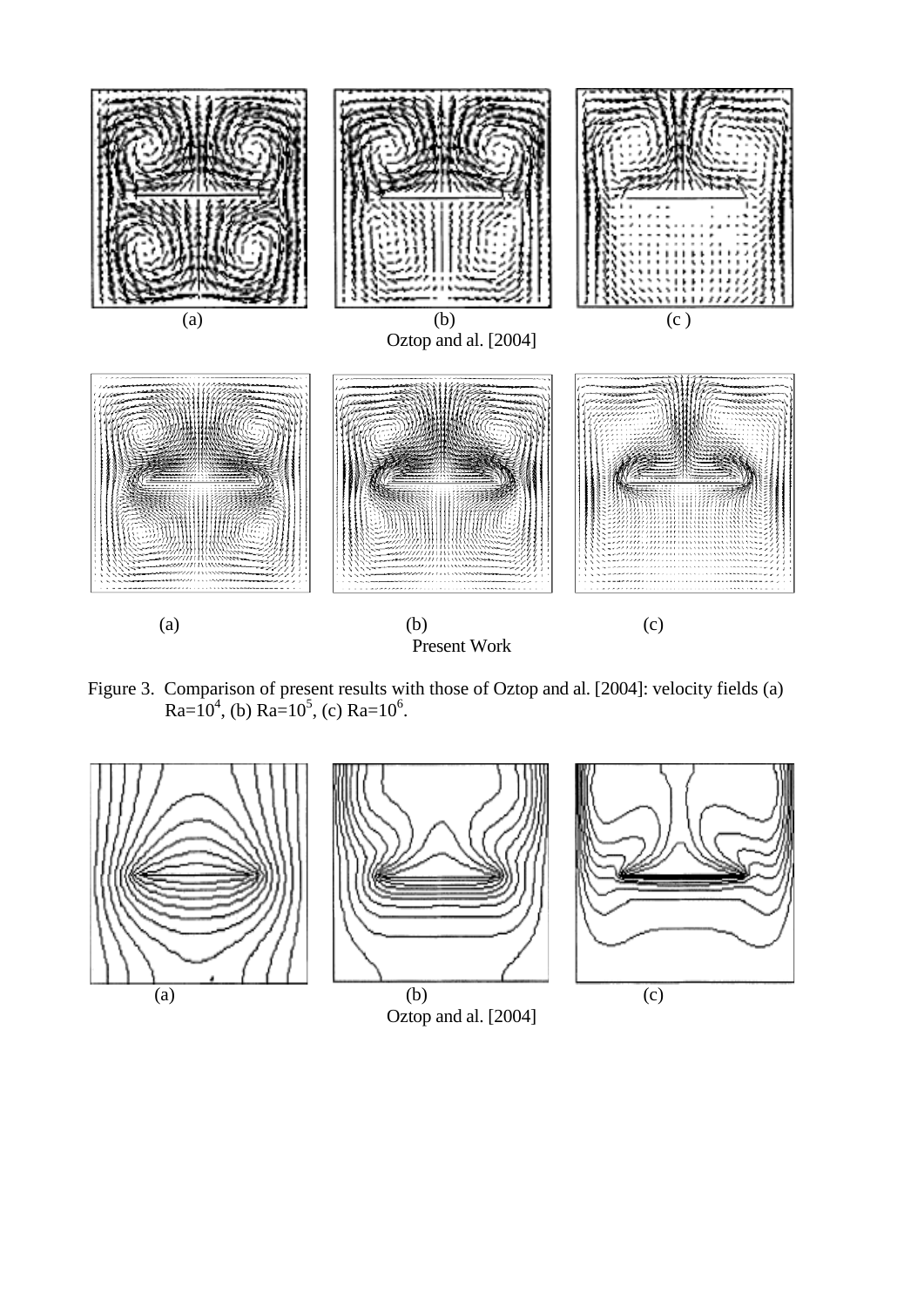(a) (b) (c )

Oztop and al. [2004]

(a) (b) (c)

Present Work

Figure 3. Comparison of present results with those of Oztop and al. [2004]: velocity fields (a) $Ra=10^4$, (b) $Ra=10^5$, (c) $Ra=10^6$.

(a) (b) (c)

Oztop and al. [2004]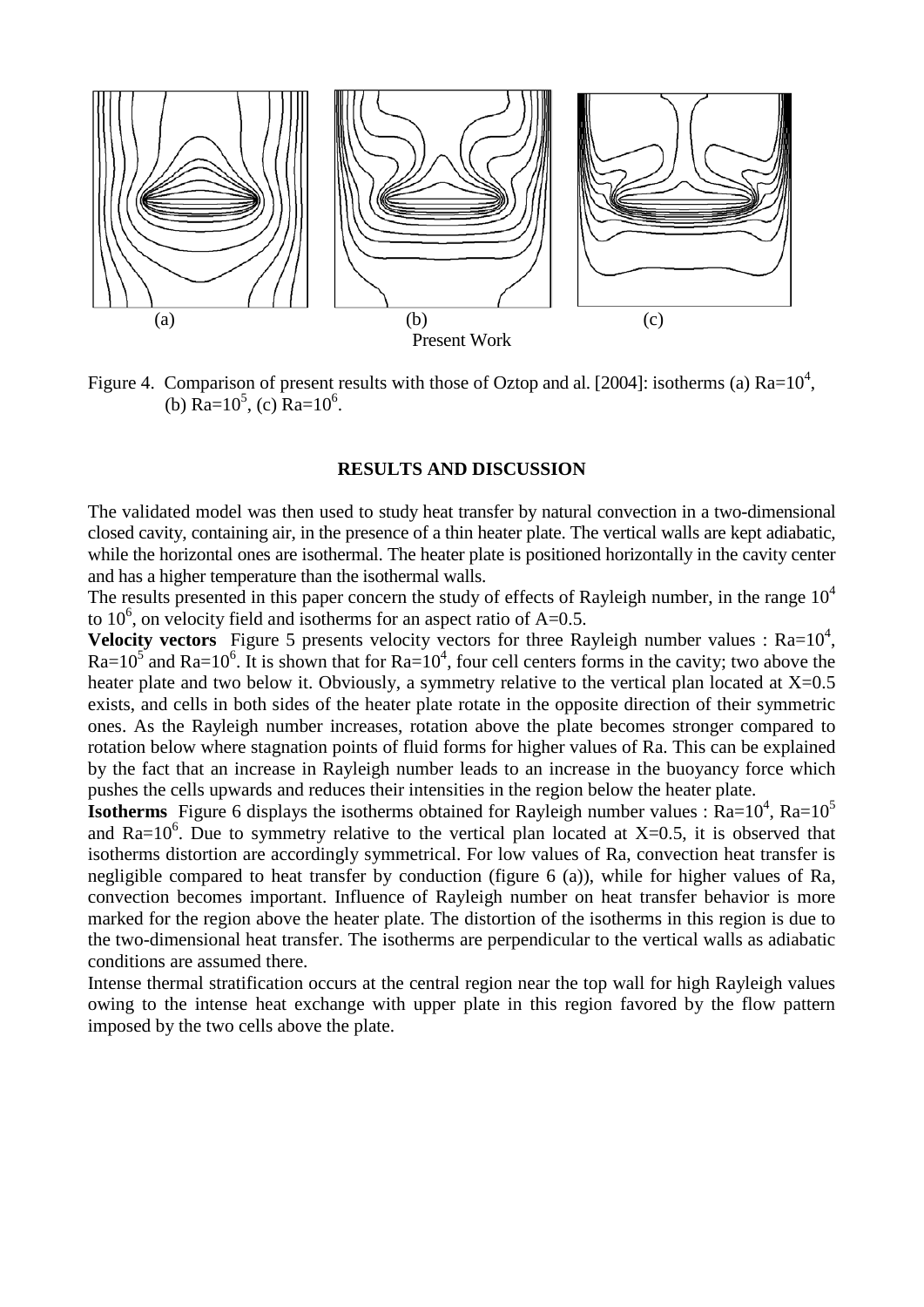(a) (b) (c)

Present Work

Figure 4. Comparison of present results with those of Oztop and al. [2004]: isotherms (a) $Ra=10^4$, (b) $Ra=10^5$, (c) $Ra=10^6$.

## RESULTS AND DISCUSSION

The validated model was then used to study heat transfer by natural convection in a two-dimensional closed cavity, containing air, in the presence of a thin heater plate. The vertical walls are kept adiabatic, while the horizontal ones are isothermal. The heater plate is positioned horizontally in the cavity center and has a higher temperature than the isothermal walls.

The results presented in this paper concern the study of effects of Rayleigh number, in the range $10^4$ to $10^6$, on velocity field and isotherms for an aspect ratio of A=0.5.

**Velocity vectors** Figure 5 presents velocity vectors for three Rayleigh number values : $Ra=10^4$, $Ra=10^5$ and $Ra=10^6$. It is shown that for $Ra=10^4$, four cell centers forms in the cavity; two above the heater plate and two below it. Obviously, a symmetry relative to the vertical plan located at X=0.5 exists, and cells in both sides of the heater plate rotate in the opposite direction of their symmetric ones. As the Rayleigh number increases, rotation above the plate becomes stronger compared to rotation below where stagnation points of fluid forms for higher values of Ra. This can be explained by the fact that an increase in Rayleigh number leads to an increase in the buoyancy force which pushes the cells upwards and reduces their intensities in the region below the heater plate.

**Isotherms** Figure 6 displays the isotherms obtained for Rayleigh number values : $Ra=10^4$, $Ra=10^5$ and $Ra=10^6$. Due to symmetry relative to the vertical plan located at X=0.5, it is observed that isotherms distortion are accordingly symmetrical. For low values of Ra, convection heat transfer is negligible compared to heat transfer by conduction (figure 6 (a)), while for higher values of Ra, convection becomes important. Influence of Rayleigh number on heat transfer behavior is more marked for the region above the heater plate. The distortion of the isotherms in this region is due to the two-dimensional heat transfer. The isotherms are perpendicular to the vertical walls as adiabatic conditions are assumed there.

Intense thermal stratification occurs at the central region near the top wall for high Rayleigh values owing to the intense heat exchange with upper plate in this region favored by the flow pattern imposed by the two cells above the plate.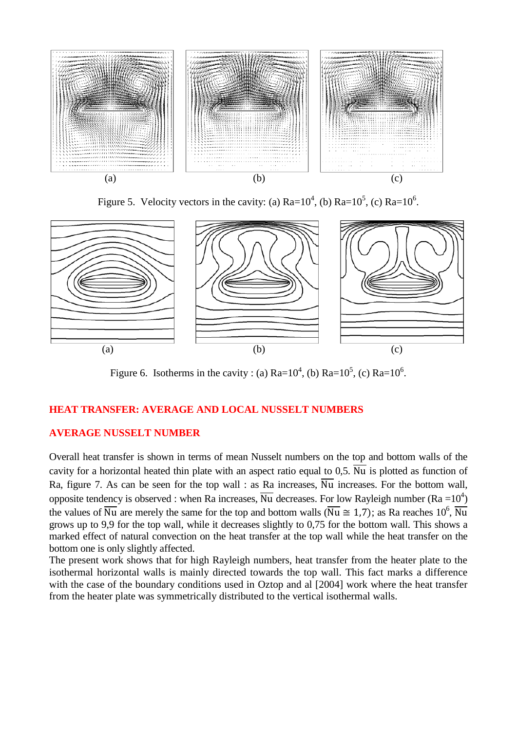(a) (b) (c)

Figure 5. Velocity vectors in the cavity: (a) Ra=$10^4$, (b) Ra=$10^5$, (c) Ra=$10^6$.

(a) (b) (c)

Figure 6. Isotherms in the cavity : (a) Ra=$10^4$, (b) Ra=$10^5$, (c) Ra=$10^6$.

## HEAT TRANSFER: AVERAGE AND LOCAL NUSSELT NUMBERS

### AVERAGE NUSSELT NUMBER

Overall heat transfer is shown in terms of mean Nusselt numbers on the top and bottom walls of the cavity for a horizontal heated thin plate with an aspect ratio equal to 0,5. $\overline{\text{Nu}}$ is plotted as function of Ra, figure 7. As can be seen for the top wall : as Ra increases, $\overline{\text{Nu}}$ increases. For the bottom wall, opposite tendency is observed : when Ra increases, $\overline{\text{Nu}}$ decreases. For low Rayleigh number (Ra =$10^4$) the values of $\overline{\text{Nu}}$ are merely the same for the top and bottom walls ($\overline{\text{Nu}} \cong 1{,}7$); as Ra reaches $10^6$, $\overline{\text{Nu}}$ grows up to 9,9 for the top wall, while it decreases slightly to 0,75 for the bottom wall. This shows a marked effect of natural convection on the heat transfer at the top wall while the heat transfer on the bottom one is only slightly affected.

The present work shows that for high Rayleigh numbers, heat transfer from the heater plate to the isothermal horizontal walls is mainly directed towards the top wall. This fact marks a difference with the case of the boundary conditions used in Oztop and al [2004] work where the heat transfer from the heater plate was symmetrically distributed to the vertical isothermal walls.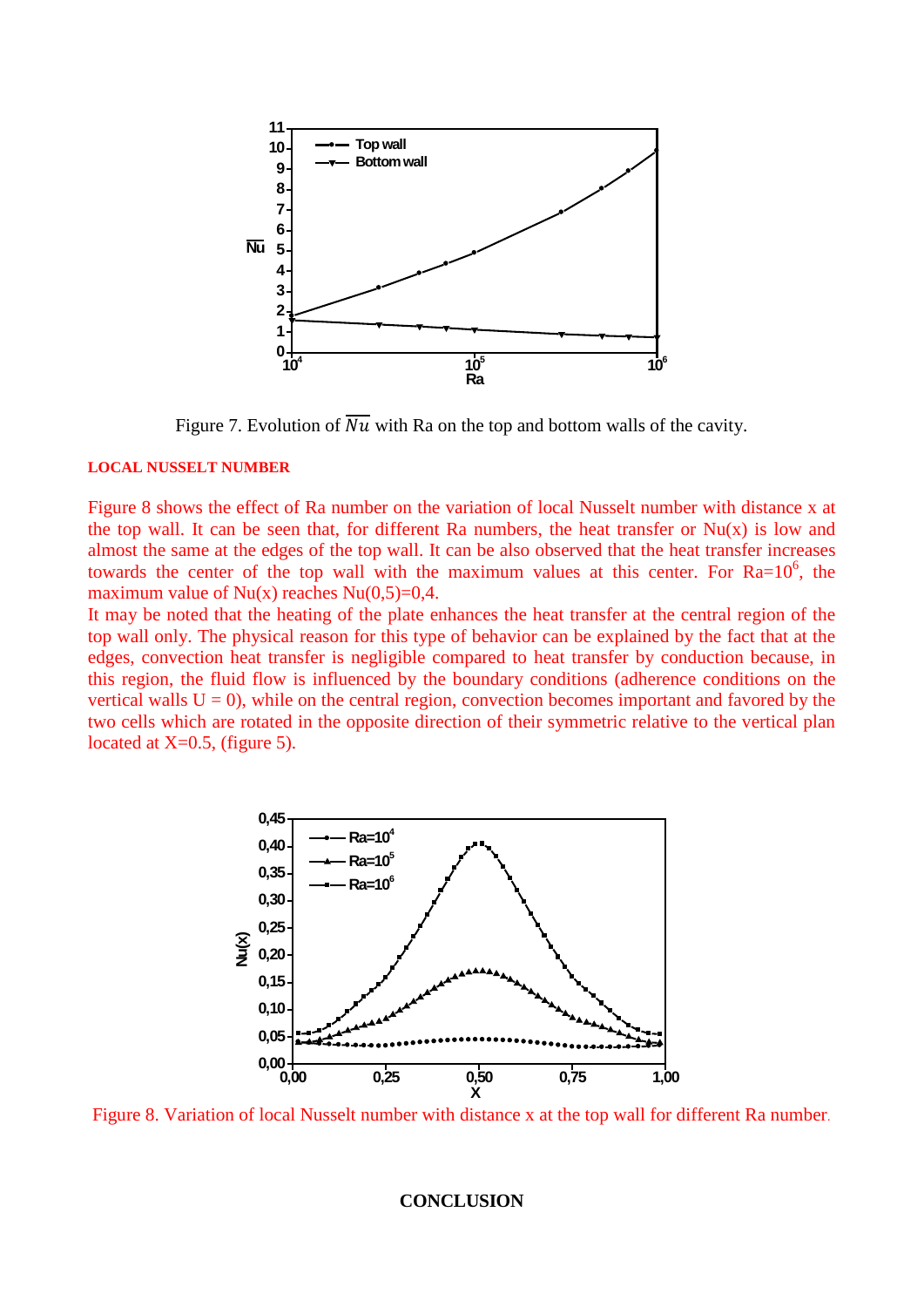Figure 7. Evolution of $\overline{Nu}$ with Ra on the top and bottom walls of the cavity.

### LOCAL NUSSELT NUMBER

Figure 8 shows the effect of Ra number on the variation of local Nusselt number with distance x at the top wall. It can be seen that, for different Ra numbers, the heat transfer or Nu(x) is low and almost the same at the edges of the top wall. It can be also observed that the heat transfer increases towards the center of the top wall with the maximum values at this center. For $Ra=10^6$, the maximum value of Nu(x) reaches Nu(0,5)=0,4.

It may be noted that the heating of the plate enhances the heat transfer at the central region of the top wall only. The physical reason for this type of behavior can be explained by the fact that at the edges, convection heat transfer is negligible compared to heat transfer by conduction because, in this region, the fluid flow is influenced by the boundary conditions (adherence conditions on the vertical walls U = 0), while on the central region, convection becomes important and favored by the two cells which are rotated in the opposite direction of their symmetric relative to the vertical plan located at X=0.5, (figure 5).

Figure 8. Variation of local Nusselt number with distance x at the top wall for different Ra number.

### CONCLUSION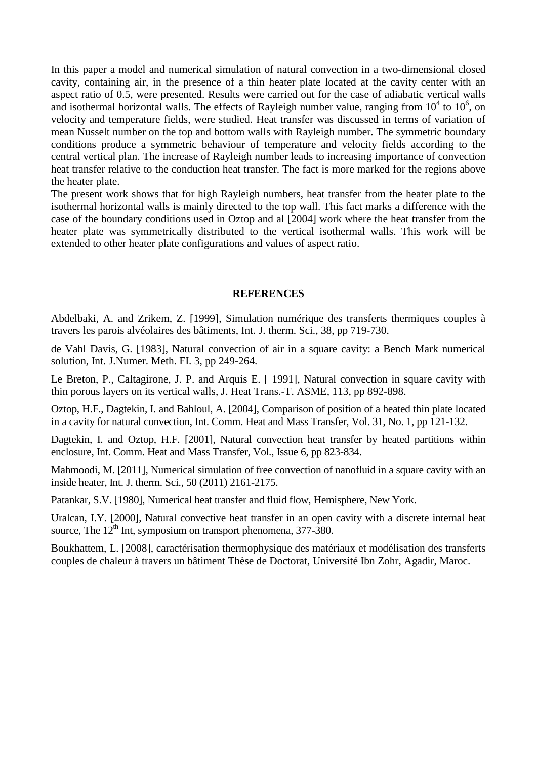In this paper a model and numerical simulation of natural convection in a two-dimensional closed cavity, containing air, in the presence of a thin heater plate located at the cavity center with an aspect ratio of 0.5, were presented. Results were carried out for the case of adiabatic vertical walls and isothermal horizontal walls. The effects of Rayleigh number value, ranging from $10^4$ to $10^6$, on velocity and temperature fields, were studied. Heat transfer was discussed in terms of variation of mean Nusselt number on the top and bottom walls with Rayleigh number. The symmetric boundary conditions produce a symmetric behaviour of temperature and velocity fields according to the central vertical plan. The increase of Rayleigh number leads to increasing importance of convection heat transfer relative to the conduction heat transfer. The fact is more marked for the regions above the heater plate.

The present work shows that for high Rayleigh numbers, heat transfer from the heater plate to the isothermal horizontal walls is mainly directed to the top wall. This fact marks a difference with the case of the boundary conditions used in Oztop and al [2004] work where the heat transfer from the heater plate was symmetrically distributed to the vertical isothermal walls. This work will be extended to other heater plate configurations and values of aspect ratio.

## REFERENCES

Abdelbaki, A. and Zrikem, Z. [1999], Simulation numérique des transferts thermiques couples à travers les parois alvéolaires des bâtiments, Int. J. therm. Sci., 38, pp 719-730.

de Vahl Davis, G. [1983], Natural convection of air in a square cavity: a Bench Mark numerical solution, Int. J.Numer. Meth. FI. 3, pp 249-264.

Le Breton, P., Caltagirone, J. P. and Arquis E. [ 1991], Natural convection in square cavity with thin porous layers on its vertical walls, J. Heat Trans.-T. ASME, 113, pp 892-898.

Oztop, H.F., Dagtekin, I. and Bahloul, A. [2004], Comparison of position of a heated thin plate located in a cavity for natural convection, Int. Comm. Heat and Mass Transfer, Vol. 31, No. 1, pp 121-132.

Dagtekin, I. and Oztop, H.F. [2001], Natural convection heat transfer by heated partitions within enclosure, Int. Comm. Heat and Mass Transfer, Vol., Issue 6, pp 823-834.

Mahmoodi, M. [2011], Numerical simulation of free convection of nanofluid in a square cavity with an inside heater, Int. J. therm. Sci., 50 (2011) 2161-2175.

Patankar, S.V. [1980], Numerical heat transfer and fluid flow, Hemisphere, New York.

Uralcan, I.Y. [2000], Natural convective heat transfer in an open cavity with a discrete internal heat source, The 12th Int, symposium on transport phenomena, 377-380.

Boukhattem, L. [2008], caractérisation thermophysique des matériaux et modélisation des transferts couples de chaleur à travers un bâtiment Thèse de Doctorat, Université Ibn Zohr, Agadir, Maroc.